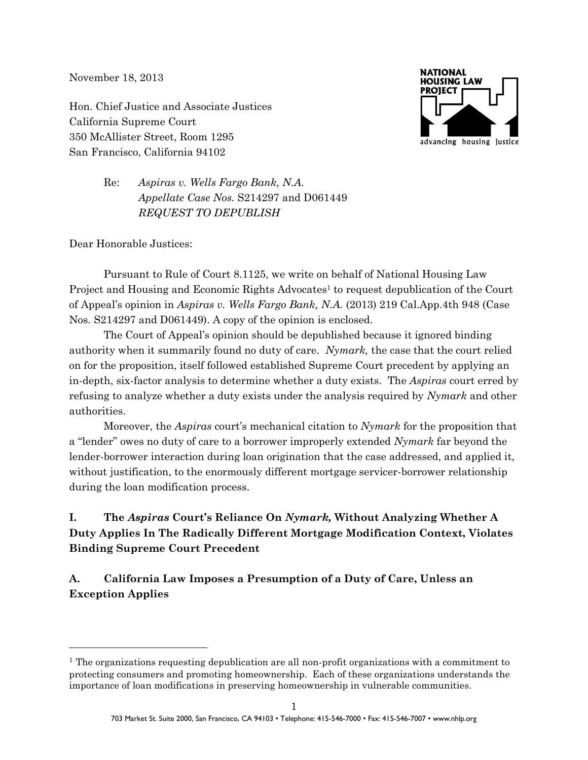November 18, 2013

Hon. Chief Justice and Associate Justices
California Supreme Court
350 McAllister Street, Room 1295
San Francisco, California 94102

NATIONAL HOUSING LAW PROJECT
advancing housing justice

Re: *Aspiras v. Wells Fargo Bank, N.A.*
*Appellate Case Nos.* S214297 and D061449
*REQUEST TO DEPUBLISH*

Dear Honorable Justices:

Pursuant to Rule of Court 8.1125, we write on behalf of National Housing Law Project and Housing and Economic Rights Advocates[1] to request depublication of the Court of Appeal's opinion in *Aspiras v. Wells Fargo Bank, N.A.* (2013) 219 Cal.App.4th 948 (Case Nos. S214297 and D061449). A copy of the opinion is enclosed.

The Court of Appeal's opinion should be depublished because it ignored binding authority when it summarily found no duty of care. *Nymark,* the case that the court relied on for the proposition, itself followed established Supreme Court precedent by applying an in-depth, six-factor analysis to determine whether a duty exists. The *Aspiras* court erred by refusing to analyze whether a duty exists under the analysis required by *Nymark* and other authorities.

Moreover, the *Aspiras* court's mechanical citation to *Nymark* for the proposition that a "lender" owes no duty of care to a borrower improperly extended *Nymark* far beyond the lender-borrower interaction during loan origination that the case addressed, and applied it, without justification, to the enormously different mortgage servicer-borrower relationship during the loan modification process.

## I. The *Aspiras* Court's Reliance On *Nymark,* Without Analyzing Whether A Duty Applies In The Radically Different Mortgage Modification Context, Violates Binding Supreme Court Precedent

### A. California Law Imposes a Presumption of a Duty of Care, Unless an Exception Applies

[1] The organizations requesting depublication are all non-profit organizations with a commitment to protecting consumers and promoting homeownership. Each of these organizations understands the importance of loan modifications in preserving homeownership in vulnerable communities.

703 Market St. Suite 2000, San Francisco, CA 94103 • Telephone: 415-546-7000 • Fax: 415-546-7007 • www.nhlp.org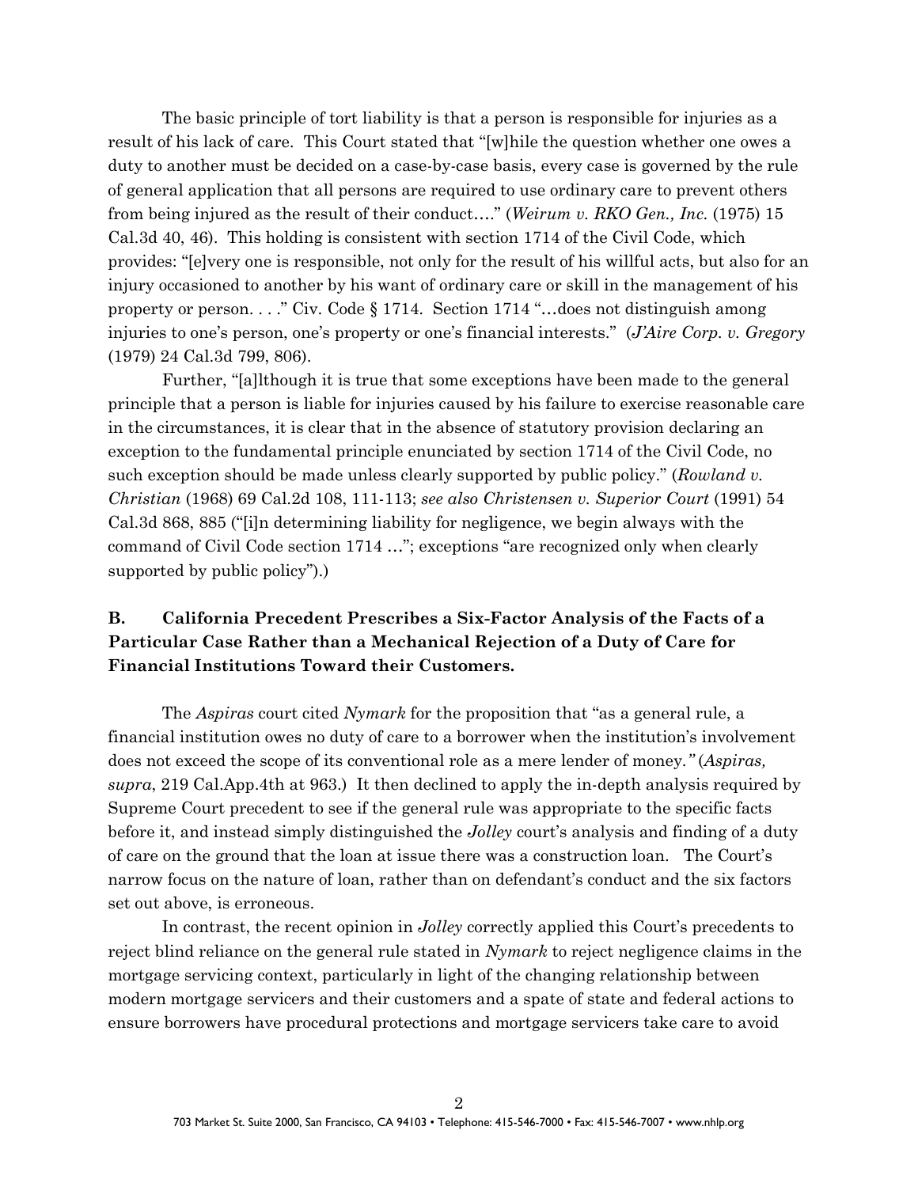The basic principle of tort liability is that a person is responsible for injuries as a result of his lack of care. This Court stated that "[w]hile the question whether one owes a duty to another must be decided on a case-by-case basis, every case is governed by the rule of general application that all persons are required to use ordinary care to prevent others from being injured as the result of their conduct…." (*Weirum v. RKO Gen., Inc.* (1975) 15 Cal.3d 40, 46). This holding is consistent with section 1714 of the Civil Code, which provides: "[e]very one is responsible, not only for the result of his willful acts, but also for an injury occasioned to another by his want of ordinary care or skill in the management of his property or person. . . ." Civ. Code § 1714. Section 1714 "…does not distinguish among injuries to one's person, one's property or one's financial interests." (*J'Aire Corp. v. Gregory* (1979) 24 Cal.3d 799, 806).

Further, "[a]lthough it is true that some exceptions have been made to the general principle that a person is liable for injuries caused by his failure to exercise reasonable care in the circumstances, it is clear that in the absence of statutory provision declaring an exception to the fundamental principle enunciated by section 1714 of the Civil Code, no such exception should be made unless clearly supported by public policy." (*Rowland v. Christian* (1968) 69 Cal.2d 108, 111-113; *see also Christensen v. Superior Court* (1991) 54 Cal.3d 868, 885 ("[i]n determining liability for negligence, we begin always with the command of Civil Code section 1714 …"; exceptions "are recognized only when clearly supported by public policy").)

## B. California Precedent Prescribes a Six-Factor Analysis of the Facts of a Particular Case Rather than a Mechanical Rejection of a Duty of Care for Financial Institutions Toward their Customers.

The *Aspiras* court cited *Nymark* for the proposition that "as a general rule, a financial institution owes no duty of care to a borrower when the institution's involvement does not exceed the scope of its conventional role as a mere lender of money." (*Aspiras, supra*, 219 Cal.App.4th at 963.) It then declined to apply the in-depth analysis required by Supreme Court precedent to see if the general rule was appropriate to the specific facts before it, and instead simply distinguished the *Jolley* court's analysis and finding of a duty of care on the ground that the loan at issue there was a construction loan. The Court's narrow focus on the nature of loan, rather than on defendant's conduct and the six factors set out above, is erroneous.

In contrast, the recent opinion in *Jolley* correctly applied this Court's precedents to reject blind reliance on the general rule stated in *Nymark* to reject negligence claims in the mortgage servicing context, particularly in light of the changing relationship between modern mortgage servicers and their customers and a spate of state and federal actions to ensure borrowers have procedural protections and mortgage servicers take care to avoid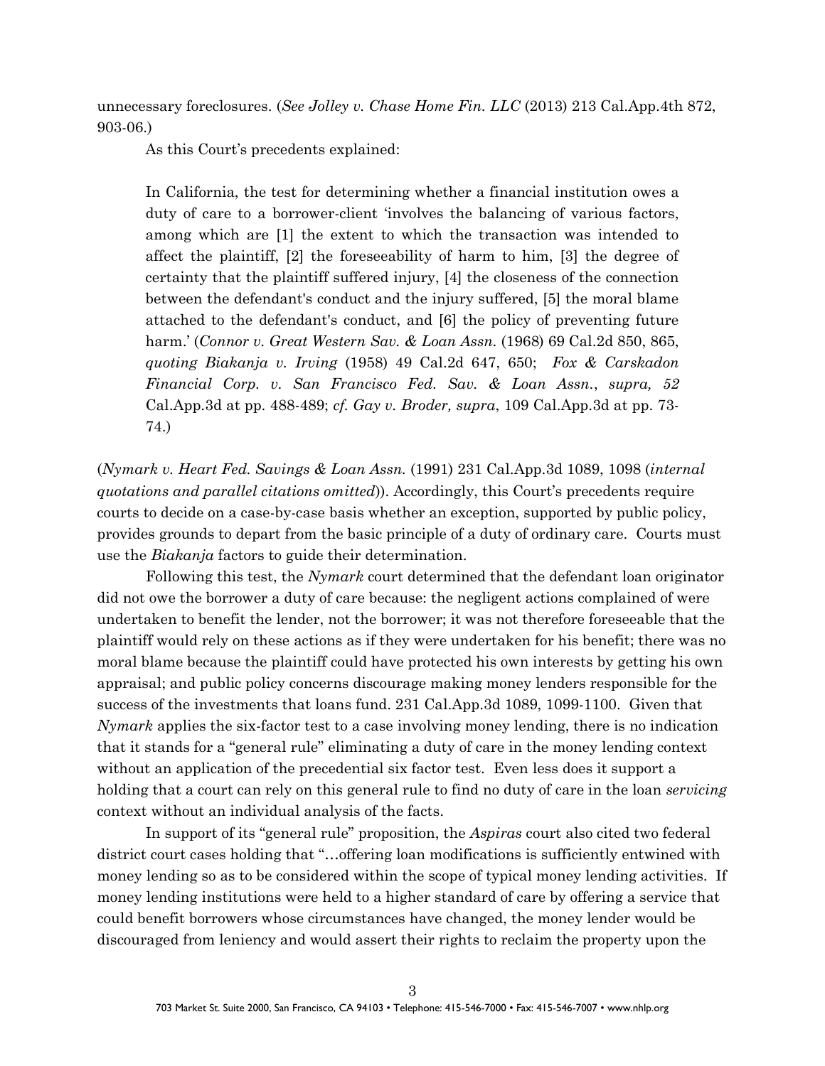unnecessary foreclosures. (*See Jolley v. Chase Home Fin. LLC* (2013) 213 Cal.App.4th 872, 903-06.)

As this Court's precedents explained:

> In California, the test for determining whether a financial institution owes a duty of care to a borrower-client 'involves the balancing of various factors, among which are [1] the extent to which the transaction was intended to affect the plaintiff, [2] the foreseeability of harm to him, [3] the degree of certainty that the plaintiff suffered injury, [4] the closeness of the connection between the defendant's conduct and the injury suffered, [5] the moral blame attached to the defendant's conduct, and [6] the policy of preventing future harm.' (*Connor v. Great Western Sav. & Loan Assn.* (1968) 69 Cal.2d 850, 865, *quoting Biakanja v. Irving* (1958) 49 Cal.2d 647, 650; *Fox & Carskadon Financial Corp. v. San Francisco Fed. Sav. & Loan Assn.*, *supra, 52* Cal.App.3d at pp. 488-489; *cf. Gay v. Broder, supra*, 109 Cal.App.3d at pp. 73-74.)

(*Nymark v. Heart Fed. Savings & Loan Assn.* (1991) 231 Cal.App.3d 1089, 1098 (*internal quotations and parallel citations omitted*)). Accordingly, this Court's precedents require courts to decide on a case-by-case basis whether an exception, supported by public policy, provides grounds to depart from the basic principle of a duty of ordinary care. Courts must use the *Biakanja* factors to guide their determination.

Following this test, the *Nymark* court determined that the defendant loan originator did not owe the borrower a duty of care because: the negligent actions complained of were undertaken to benefit the lender, not the borrower; it was not therefore foreseeable that the plaintiff would rely on these actions as if they were undertaken for his benefit; there was no moral blame because the plaintiff could have protected his own interests by getting his own appraisal; and public policy concerns discourage making money lenders responsible for the success of the investments that loans fund. 231 Cal.App.3d 1089, 1099-1100. Given that *Nymark* applies the six-factor test to a case involving money lending, there is no indication that it stands for a "general rule" eliminating a duty of care in the money lending context without an application of the precedential six factor test. Even less does it support a holding that a court can rely on this general rule to find no duty of care in the loan *servicing* context without an individual analysis of the facts.

In support of its "general rule" proposition, the *Aspiras* court also cited two federal district court cases holding that "…offering loan modifications is sufficiently entwined with money lending so as to be considered within the scope of typical money lending activities. If money lending institutions were held to a higher standard of care by offering a service that could benefit borrowers whose circumstances have changed, the money lender would be discouraged from leniency and would assert their rights to reclaim the property upon the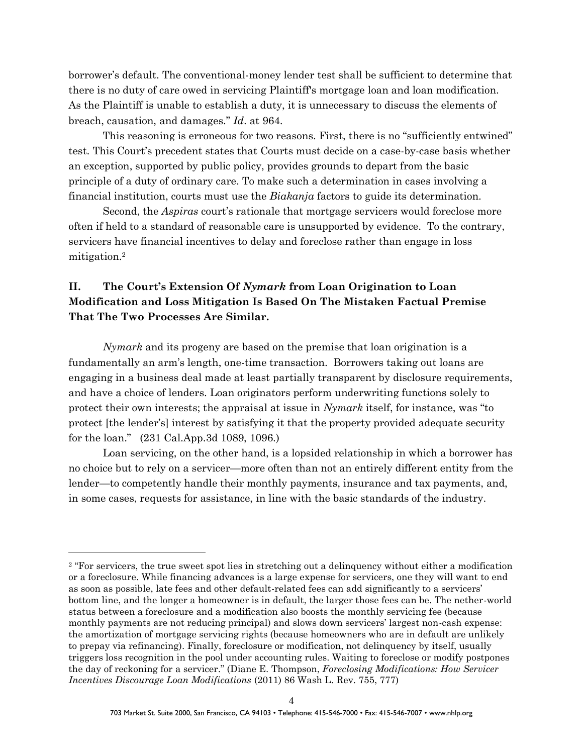borrower's default. The conventional-money lender test shall be sufficient to determine that there is no duty of care owed in servicing Plaintiff's mortgage loan and loan modification. As the Plaintiff is unable to establish a duty, it is unnecessary to discuss the elements of breach, causation, and damages." *Id*. at 964.

This reasoning is erroneous for two reasons. First, there is no "sufficiently entwined" test. This Court's precedent states that Courts must decide on a case-by-case basis whether an exception, supported by public policy, provides grounds to depart from the basic principle of a duty of ordinary care. To make such a determination in cases involving a financial institution, courts must use the *Biakanja* factors to guide its determination.

Second, the *Aspiras* court's rationale that mortgage servicers would foreclose more often if held to a standard of reasonable care is unsupported by evidence. To the contrary, servicers have financial incentives to delay and foreclose rather than engage in loss mitigation.[2]

## II. The Court's Extension Of *Nymark* from Loan Origination to Loan Modification and Loss Mitigation Is Based On The Mistaken Factual Premise That The Two Processes Are Similar.

*Nymark* and its progeny are based on the premise that loan origination is a fundamentally an arm's length, one-time transaction. Borrowers taking out loans are engaging in a business deal made at least partially transparent by disclosure requirements, and have a choice of lenders. Loan originators perform underwriting functions solely to protect their own interests; the appraisal at issue in *Nymark* itself, for instance, was "to protect [the lender's] interest by satisfying it that the property provided adequate security for the loan." (231 Cal.App.3d 1089, 1096.)

Loan servicing, on the other hand, is a lopsided relationship in which a borrower has no choice but to rely on a servicer—more often than not an entirely different entity from the lender—to competently handle their monthly payments, insurance and tax payments, and, in some cases, requests for assistance, in line with the basic standards of the industry.

---

[2] "For servicers, the true sweet spot lies in stretching out a delinquency without either a modification or a foreclosure. While financing advances is a large expense for servicers, one they will want to end as soon as possible, late fees and other default-related fees can add significantly to a servicers' bottom line, and the longer a homeowner is in default, the larger those fees can be. The nether-world status between a foreclosure and a modification also boosts the monthly servicing fee (because monthly payments are not reducing principal) and slows down servicers' largest non-cash expense: the amortization of mortgage servicing rights (because homeowners who are in default are unlikely to prepay via refinancing). Finally, foreclosure or modification, not delinquency by itself, usually triggers loss recognition in the pool under accounting rules. Waiting to foreclose or modify postpones the day of reckoning for a servicer." (Diane E. Thompson, *Foreclosing Modifications: How Servicer Incentives Discourage Loan Modifications* (2011) 86 Wash L. Rev. 755, 777)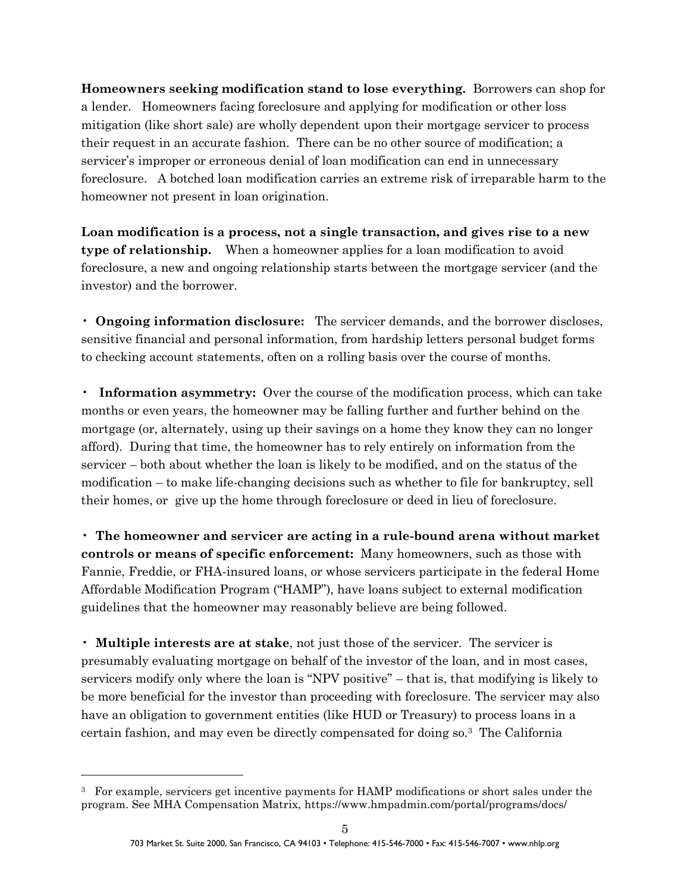**Homeowners seeking modification stand to lose everything.** Borrowers can shop for a lender. Homeowners facing foreclosure and applying for modification or other loss mitigation (like short sale) are wholly dependent upon their mortgage servicer to process their request in an accurate fashion. There can be no other source of modification; a servicer's improper or erroneous denial of loan modification can end in unnecessary foreclosure. A botched loan modification carries an extreme risk of irreparable harm to the homeowner not present in loan origination.

**Loan modification is a process, not a single transaction, and gives rise to a new type of relationship.** When a homeowner applies for a loan modification to avoid foreclosure, a new and ongoing relationship starts between the mortgage servicer (and the investor) and the borrower.

- **Ongoing information disclosure:** The servicer demands, and the borrower discloses, sensitive financial and personal information, from hardship letters personal budget forms to checking account statements, often on a rolling basis over the course of months.

- **Information asymmetry:** Over the course of the modification process, which can take months or even years, the homeowner may be falling further and further behind on the mortgage (or, alternately, using up their savings on a home they know they can no longer afford). During that time, the homeowner has to rely entirely on information from the servicer – both about whether the loan is likely to be modified, and on the status of the modification – to make life-changing decisions such as whether to file for bankruptcy, sell their homes, or give up the home through foreclosure or deed in lieu of foreclosure.

- **The homeowner and servicer are acting in a rule-bound arena without market controls or means of specific enforcement:** Many homeowners, such as those with Fannie, Freddie, or FHA-insured loans, or whose servicers participate in the federal Home Affordable Modification Program ("HAMP"), have loans subject to external modification guidelines that the homeowner may reasonably believe are being followed.

- **Multiple interests are at stake**, not just those of the servicer. The servicer is presumably evaluating mortgage on behalf of the investor of the loan, and in most cases, servicers modify only where the loan is "NPV positive" – that is, that modifying is likely to be more beneficial for the investor than proceeding with foreclosure. The servicer may also have an obligation to government entities (like HUD or Treasury) to process loans in a certain fashion, and may even be directly compensated for doing so.[3] The California

---

[3] For example, servicers get incentive payments for HAMP modifications or short sales under the program. See MHA Compensation Matrix, https://www.hmpadmin.com/portal/programs/docs/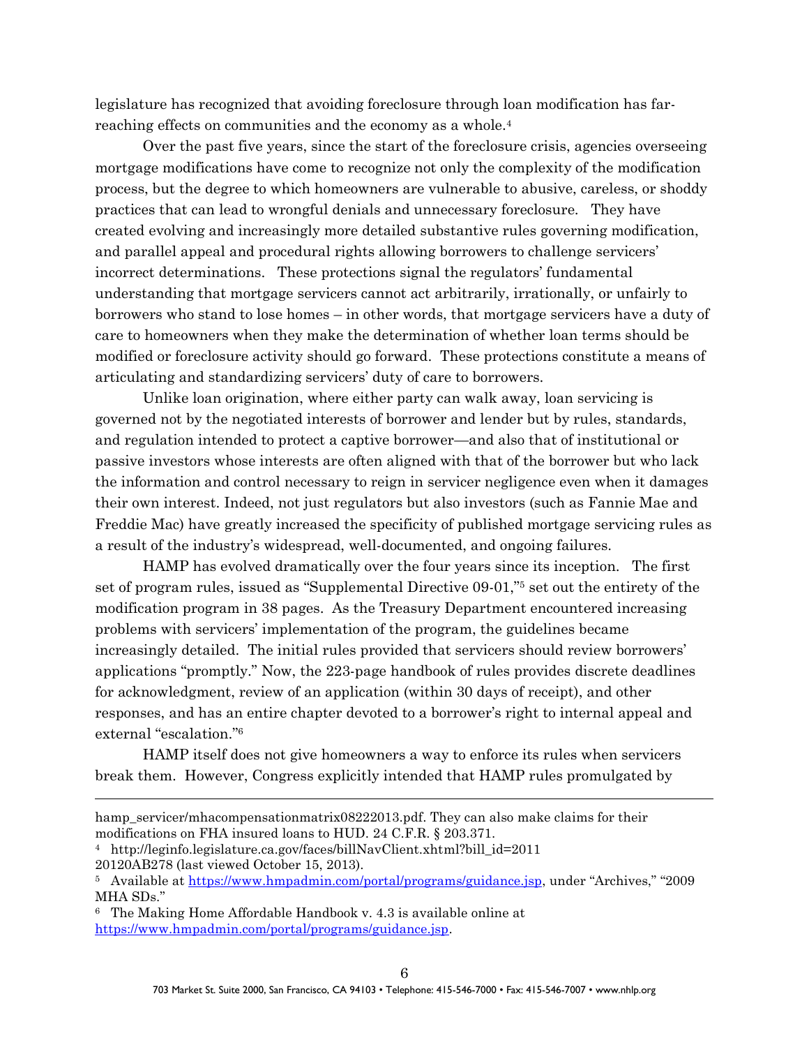legislature has recognized that avoiding foreclosure through loan modification has far-reaching effects on communities and the economy as a whole.[4]

Over the past five years, since the start of the foreclosure crisis, agencies overseeing mortgage modifications have come to recognize not only the complexity of the modification process, but the degree to which homeowners are vulnerable to abusive, careless, or shoddy practices that can lead to wrongful denials and unnecessary foreclosure. They have created evolving and increasingly more detailed substantive rules governing modification, and parallel appeal and procedural rights allowing borrowers to challenge servicers' incorrect determinations. These protections signal the regulators' fundamental understanding that mortgage servicers cannot act arbitrarily, irrationally, or unfairly to borrowers who stand to lose homes – in other words, that mortgage servicers have a duty of care to homeowners when they make the determination of whether loan terms should be modified or foreclosure activity should go forward. These protections constitute a means of articulating and standardizing servicers' duty of care to borrowers.

Unlike loan origination, where either party can walk away, loan servicing is governed not by the negotiated interests of borrower and lender but by rules, standards, and regulation intended to protect a captive borrower—and also that of institutional or passive investors whose interests are often aligned with that of the borrower but who lack the information and control necessary to reign in servicer negligence even when it damages their own interest. Indeed, not just regulators but also investors (such as Fannie Mae and Freddie Mac) have greatly increased the specificity of published mortgage servicing rules as a result of the industry's widespread, well-documented, and ongoing failures.

HAMP has evolved dramatically over the four years since its inception. The first set of program rules, issued as "Supplemental Directive 09-01,"[5] set out the entirety of the modification program in 38 pages. As the Treasury Department encountered increasing problems with servicers' implementation of the program, the guidelines became increasingly detailed. The initial rules provided that servicers should review borrowers' applications "promptly." Now, the 223-page handbook of rules provides discrete deadlines for acknowledgment, review of an application (within 30 days of receipt), and other responses, and has an entire chapter devoted to a borrower's right to internal appeal and external "escalation."[6]

HAMP itself does not give homeowners a way to enforce its rules when servicers break them. However, Congress explicitly intended that HAMP rules promulgated by

---

hamp_servicer/mhacompensationmatrix08222013.pdf. They can also make claims for their modifications on FHA insured loans to HUD. 24 C.F.R. § 203.371.

[4] http://leginfo.legislature.ca.gov/faces/billNavClient.xhtml?bill_id=2011 20120AB278 (last viewed October 15, 2013).

[5] Available at https://www.hmpadmin.com/portal/programs/guidance.jsp, under "Archives," "2009 MHA SDs."

[6] The Making Home Affordable Handbook v. 4.3 is available online at https://www.hmpadmin.com/portal/programs/guidance.jsp.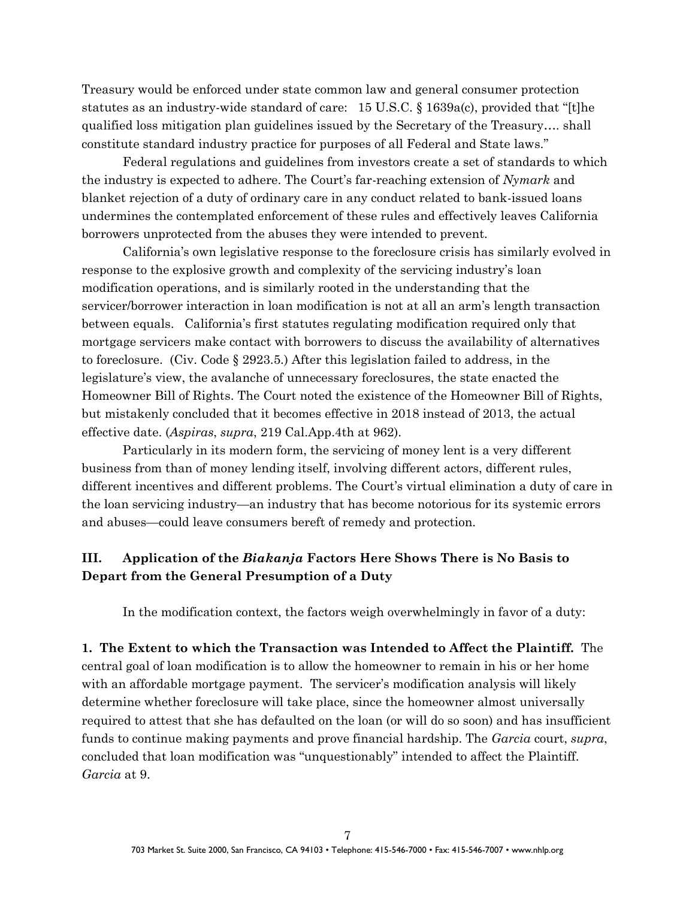Treasury would be enforced under state common law and general consumer protection statutes as an industry-wide standard of care:   15 U.S.C. § 1639a(c), provided that "[t]he qualified loss mitigation plan guidelines issued by the Secretary of the Treasury…. shall constitute standard industry practice for purposes of all Federal and State laws."

Federal regulations and guidelines from investors create a set of standards to which the industry is expected to adhere. The Court's far-reaching extension of *Nymark* and blanket rejection of a duty of ordinary care in any conduct related to bank-issued loans undermines the contemplated enforcement of these rules and effectively leaves California borrowers unprotected from the abuses they were intended to prevent.

California's own legislative response to the foreclosure crisis has similarly evolved in response to the explosive growth and complexity of the servicing industry's loan modification operations, and is similarly rooted in the understanding that the servicer/borrower interaction in loan modification is not at all an arm's length transaction between equals.   California's first statutes regulating modification required only that mortgage servicers make contact with borrowers to discuss the availability of alternatives to foreclosure.  (Civ. Code § 2923.5.) After this legislation failed to address, in the legislature's view, the avalanche of unnecessary foreclosures, the state enacted the Homeowner Bill of Rights. The Court noted the existence of the Homeowner Bill of Rights, but mistakenly concluded that it becomes effective in 2018 instead of 2013, the actual effective date. (*Aspiras*, *supra*, 219 Cal.App.4th at 962).

Particularly in its modern form, the servicing of money lent is a very different business from than of money lending itself, involving different actors, different rules, different incentives and different problems. The Court's virtual elimination a duty of care in the loan servicing industry—an industry that has become notorious for its systemic errors and abuses—could leave consumers bereft of remedy and protection.

## III.    Application of the *Biakanja* Factors Here Shows There is No Basis to Depart from the General Presumption of a Duty

In the modification context, the factors weigh overwhelmingly in favor of a duty:

**1. The Extent to which the Transaction was Intended to Affect the Plaintiff.** The central goal of loan modification is to allow the homeowner to remain in his or her home with an affordable mortgage payment. The servicer's modification analysis will likely determine whether foreclosure will take place, since the homeowner almost universally required to attest that she has defaulted on the loan (or will do so soon) and has insufficient funds to continue making payments and prove financial hardship. The *Garcia* court, *supra*, concluded that loan modification was "unquestionably" intended to affect the Plaintiff. *Garcia* at 9.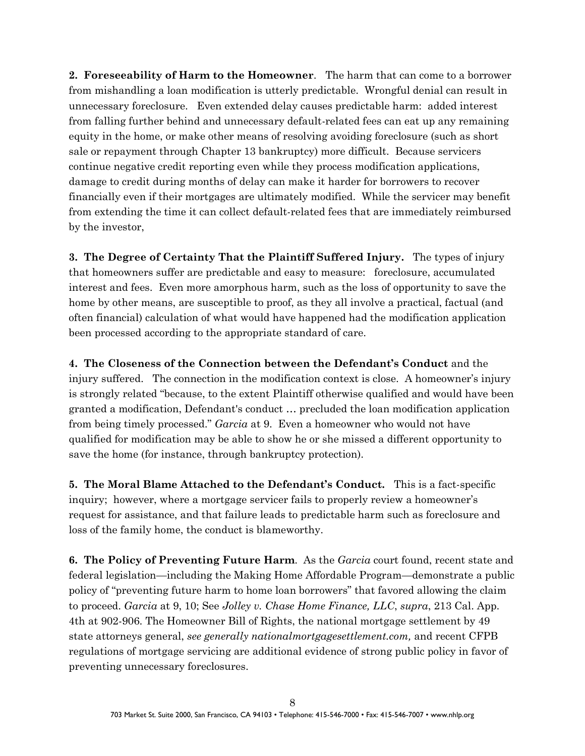**2. Foreseeability of Harm to the Homeowner**. The harm that can come to a borrower from mishandling a loan modification is utterly predictable. Wrongful denial can result in unnecessary foreclosure. Even extended delay causes predictable harm: added interest from falling further behind and unnecessary default-related fees can eat up any remaining equity in the home, or make other means of resolving avoiding foreclosure (such as short sale or repayment through Chapter 13 bankruptcy) more difficult. Because servicers continue negative credit reporting even while they process modification applications, damage to credit during months of delay can make it harder for borrowers to recover financially even if their mortgages are ultimately modified. While the servicer may benefit from extending the time it can collect default-related fees that are immediately reimbursed by the investor,

**3. The Degree of Certainty That the Plaintiff Suffered Injury.** The types of injury that homeowners suffer are predictable and easy to measure: foreclosure, accumulated interest and fees. Even more amorphous harm, such as the loss of opportunity to save the home by other means, are susceptible to proof, as they all involve a practical, factual (and often financial) calculation of what would have happened had the modification application been processed according to the appropriate standard of care.

**4. The Closeness of the Connection between the Defendant's Conduct** and the injury suffered. The connection in the modification context is close. A homeowner's injury is strongly related "because, to the extent Plaintiff otherwise qualified and would have been granted a modification, Defendant's conduct … precluded the loan modification application from being timely processed." *Garcia* at 9. Even a homeowner who would not have qualified for modification may be able to show he or she missed a different opportunity to save the home (for instance, through bankruptcy protection).

**5. The Moral Blame Attached to the Defendant's Conduct.** This is a fact-specific inquiry; however, where a mortgage servicer fails to properly review a homeowner's request for assistance, and that failure leads to predictable harm such as foreclosure and loss of the family home, the conduct is blameworthy.

**6. The Policy of Preventing Future Harm**. As the *Garcia* court found, recent state and federal legislation—including the Making Home Affordable Program—demonstrate a public policy of "preventing future harm to home loan borrowers" that favored allowing the claim to proceed. *Garcia* at 9, 10; See *Jolley v. Chase Home Finance, LLC*, *supra*, 213 Cal. App. 4th at 902-906. The Homeowner Bill of Rights, the national mortgage settlement by 49 state attorneys general, *see generally nationalmortgagesettlement.com,* and recent CFPB regulations of mortgage servicing are additional evidence of strong public policy in favor of preventing unnecessary foreclosures.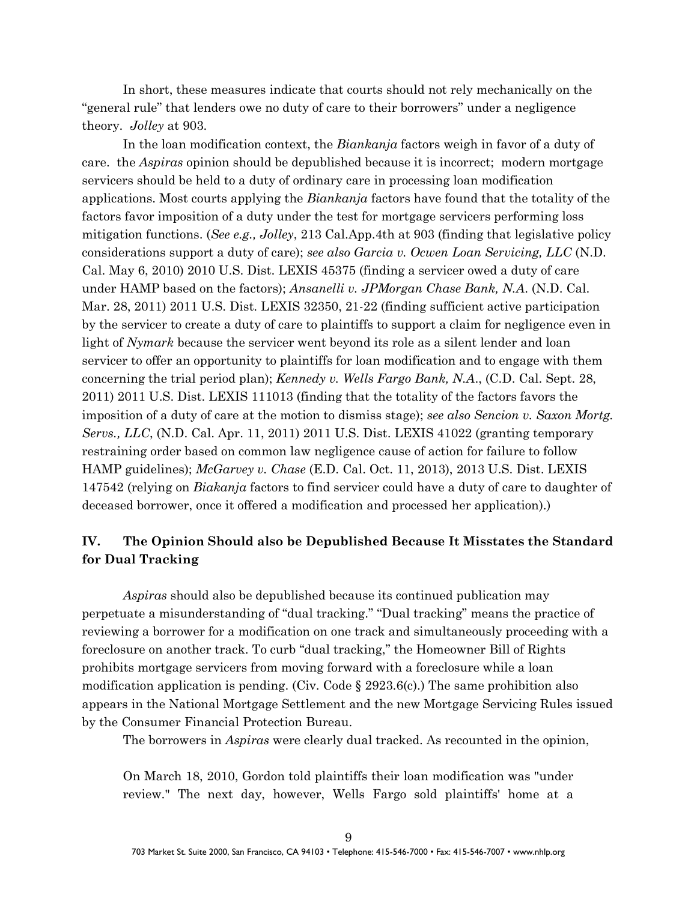In short, these measures indicate that courts should not rely mechanically on the "general rule" that lenders owe no duty of care to their borrowers" under a negligence theory. *Jolley* at 903.

In the loan modification context, the *Biankanja* factors weigh in favor of a duty of care. the *Aspiras* opinion should be depublished because it is incorrect; modern mortgage servicers should be held to a duty of ordinary care in processing loan modification applications. Most courts applying the *Biankanja* factors have found that the totality of the factors favor imposition of a duty under the test for mortgage servicers performing loss mitigation functions. (*See e.g., Jolley*, 213 Cal.App.4th at 903 (finding that legislative policy considerations support a duty of care); *see also Garcia v. Ocwen Loan Servicing, LLC* (N.D. Cal. May 6, 2010) 2010 U.S. Dist. LEXIS 45375 (finding a servicer owed a duty of care under HAMP based on the factors); *Ansanelli v. JPMorgan Chase Bank, N.A.* (N.D. Cal. Mar. 28, 2011) 2011 U.S. Dist. LEXIS 32350, 21-22 (finding sufficient active participation by the servicer to create a duty of care to plaintiffs to support a claim for negligence even in light of *Nymark* because the servicer went beyond its role as a silent lender and loan servicer to offer an opportunity to plaintiffs for loan modification and to engage with them concerning the trial period plan); *Kennedy v. Wells Fargo Bank, N.A.*, (C.D. Cal. Sept. 28, 2011) 2011 U.S. Dist. LEXIS 111013 (finding that the totality of the factors favors the imposition of a duty of care at the motion to dismiss stage); *see also Sencion v. Saxon Mortg. Servs., LLC*, (N.D. Cal. Apr. 11, 2011) 2011 U.S. Dist. LEXIS 41022 (granting temporary restraining order based on common law negligence cause of action for failure to follow HAMP guidelines); *McGarvey v. Chase* (E.D. Cal. Oct. 11, 2013), 2013 U.S. Dist. LEXIS 147542 (relying on *Biakanja* factors to find servicer could have a duty of care to daughter of deceased borrower, once it offered a modification and processed her application).)

## IV. The Opinion Should also be Depublished Because It Misstates the Standard for Dual Tracking

*Aspiras* should also be depublished because its continued publication may perpetuate a misunderstanding of "dual tracking." "Dual tracking" means the practice of reviewing a borrower for a modification on one track and simultaneously proceeding with a foreclosure on another track. To curb "dual tracking," the Homeowner Bill of Rights prohibits mortgage servicers from moving forward with a foreclosure while a loan modification application is pending. (Civ. Code § 2923.6(c).) The same prohibition also appears in the National Mortgage Settlement and the new Mortgage Servicing Rules issued by the Consumer Financial Protection Bureau.

The borrowers in *Aspiras* were clearly dual tracked. As recounted in the opinion,

> On March 18, 2010, Gordon told plaintiffs their loan modification was "under review." The next day, however, Wells Fargo sold plaintiffs' home at a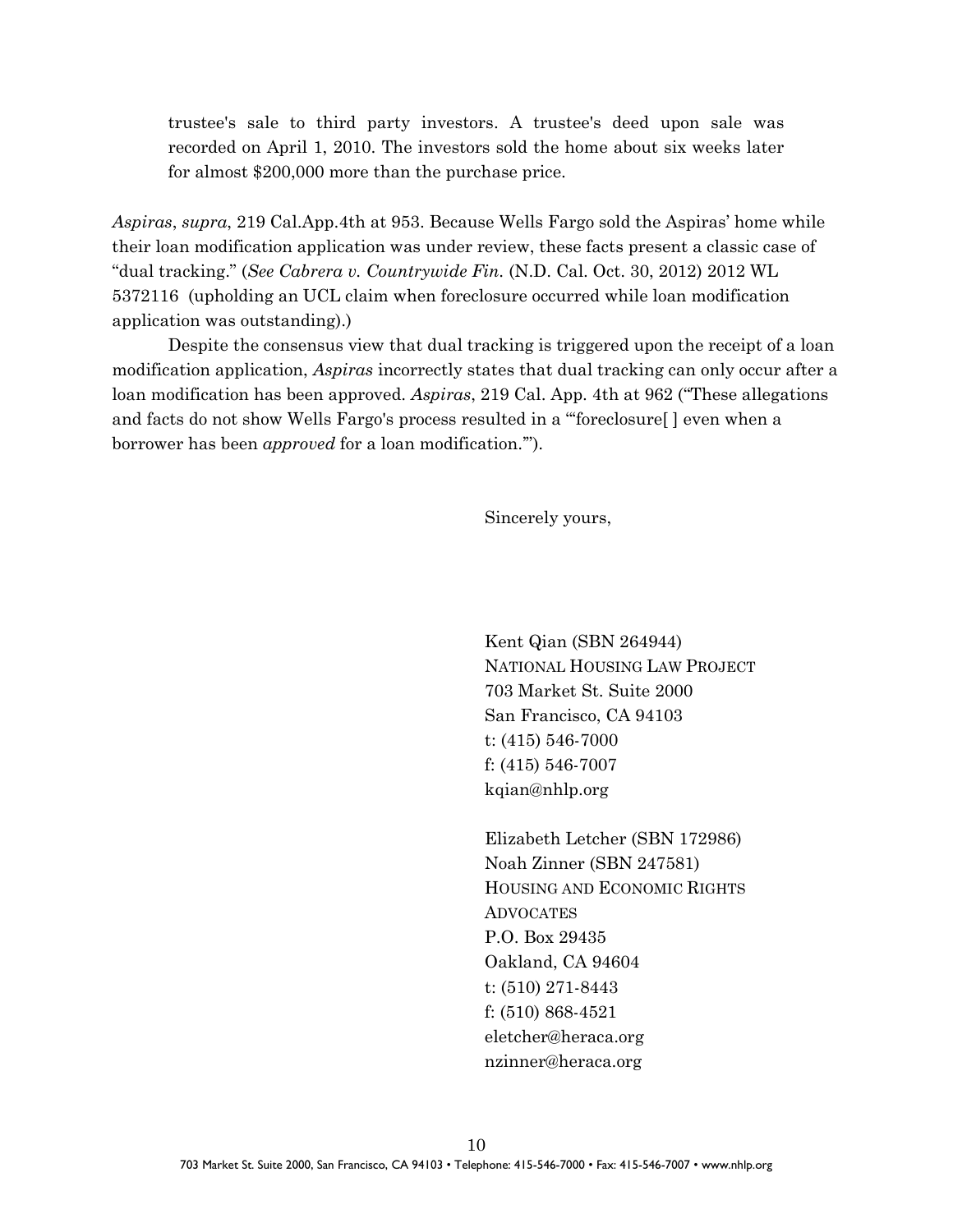> trustee's sale to third party investors. A trustee's deed upon sale was recorded on April 1, 2010. The investors sold the home about six weeks later for almost $200,000 more than the purchase price.

*Aspiras*, *supra*, 219 Cal.App.4th at 953. Because Wells Fargo sold the Aspiras' home while their loan modification application was under review, these facts present a classic case of "dual tracking." (*See Cabrera v. Countrywide Fin.* (N.D. Cal. Oct. 30, 2012) 2012 WL 5372116 (upholding an UCL claim when foreclosure occurred while loan modification application was outstanding).)

Despite the consensus view that dual tracking is triggered upon the receipt of a loan modification application, *Aspiras* incorrectly states that dual tracking can only occur after a loan modification has been approved. *Aspiras*, 219 Cal. App. 4th at 962 ("These allegations and facts do not show Wells Fargo's process resulted in a '"foreclosure[ ] even when a borrower has been *approved* for a loan modification.'").

Sincerely yours,

Kent Qian (SBN 264944)
NATIONAL HOUSING LAW PROJECT
703 Market St. Suite 2000
San Francisco, CA 94103
t: (415) 546-7000
f: (415) 546-7007
kqian@nhlp.org

Elizabeth Letcher (SBN 172986)
Noah Zinner (SBN 247581)
HOUSING AND ECONOMIC RIGHTS ADVOCATES
P.O. Box 29435
Oakland, CA 94604
t: (510) 271-8443
f: (510) 868-4521
eletcher@heraca.org
nzinner@heraca.org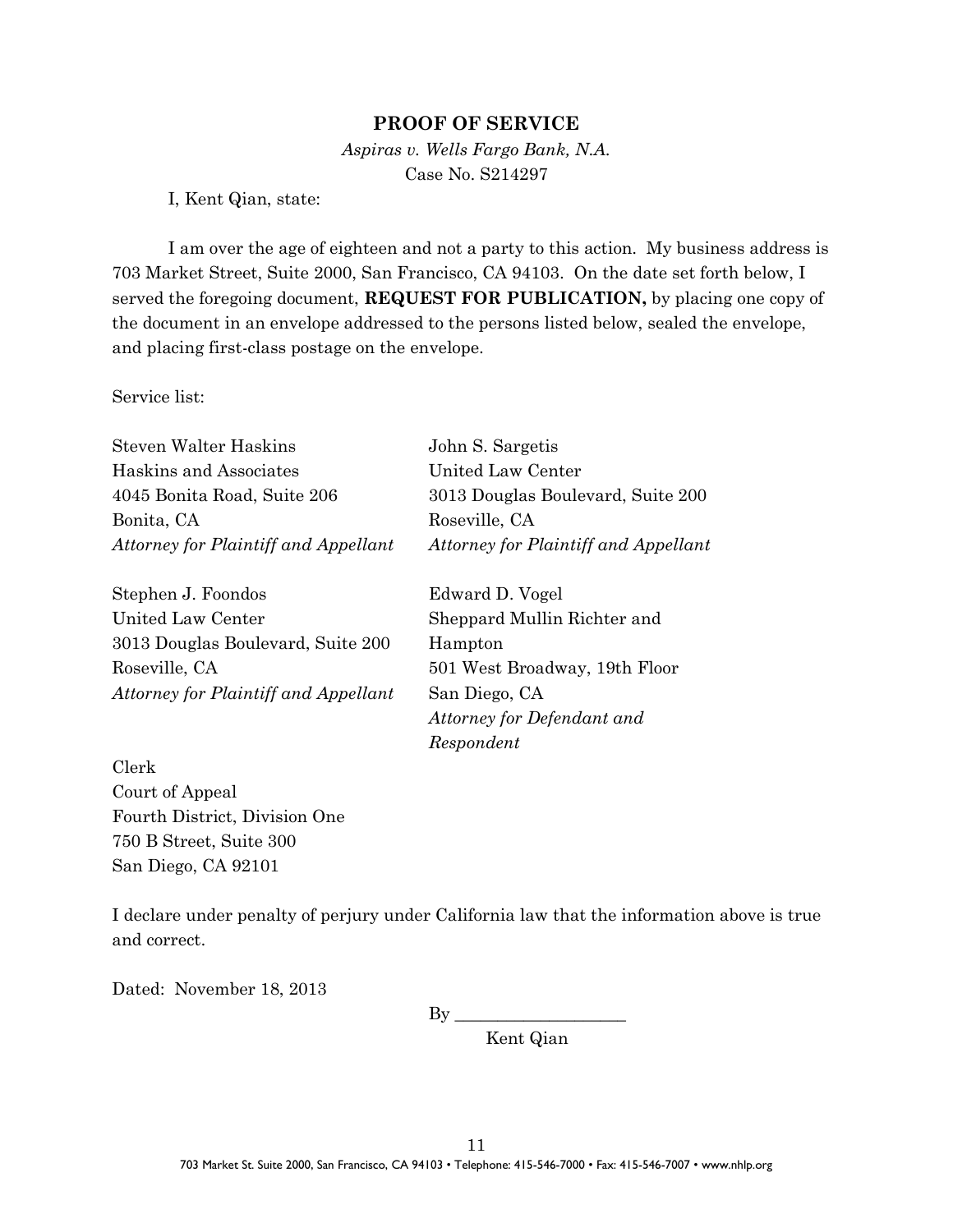## PROOF OF SERVICE

*Aspiras v. Wells Fargo Bank, N.A.*
Case No. S214297

I, Kent Qian, state:

I am over the age of eighteen and not a party to this action. My business address is 703 Market Street, Suite 2000, San Francisco, CA 94103. On the date set forth below, I served the foregoing document, **REQUEST FOR PUBLICATION,** by placing one copy of the document in an envelope addressed to the persons listed below, sealed the envelope, and placing first-class postage on the envelope.

Service list:

Steven Walter Haskins
Haskins and Associates
4045 Bonita Road, Suite 206
Bonita, CA
*Attorney for Plaintiff and Appellant*

John S. Sargetis
United Law Center
3013 Douglas Boulevard, Suite 200
Roseville, CA
*Attorney for Plaintiff and Appellant*

Stephen J. Foondos
United Law Center
3013 Douglas Boulevard, Suite 200
Roseville, CA
*Attorney for Plaintiff and Appellant*

Edward D. Vogel
Sheppard Mullin Richter and Hampton
501 West Broadway, 19th Floor
San Diego, CA
*Attorney for Defendant and Respondent*

Clerk
Court of Appeal
Fourth District, Division One
750 B Street, Suite 300
San Diego, CA 92101

I declare under penalty of perjury under California law that the information above is true and correct.

Dated: November 18, 2013

By ____________________
Kent Qian

703 Market St. Suite 2000, San Francisco, CA 94103 • Telephone: 415-546-7000 • Fax: 415-546-7007 • www.nhlp.org